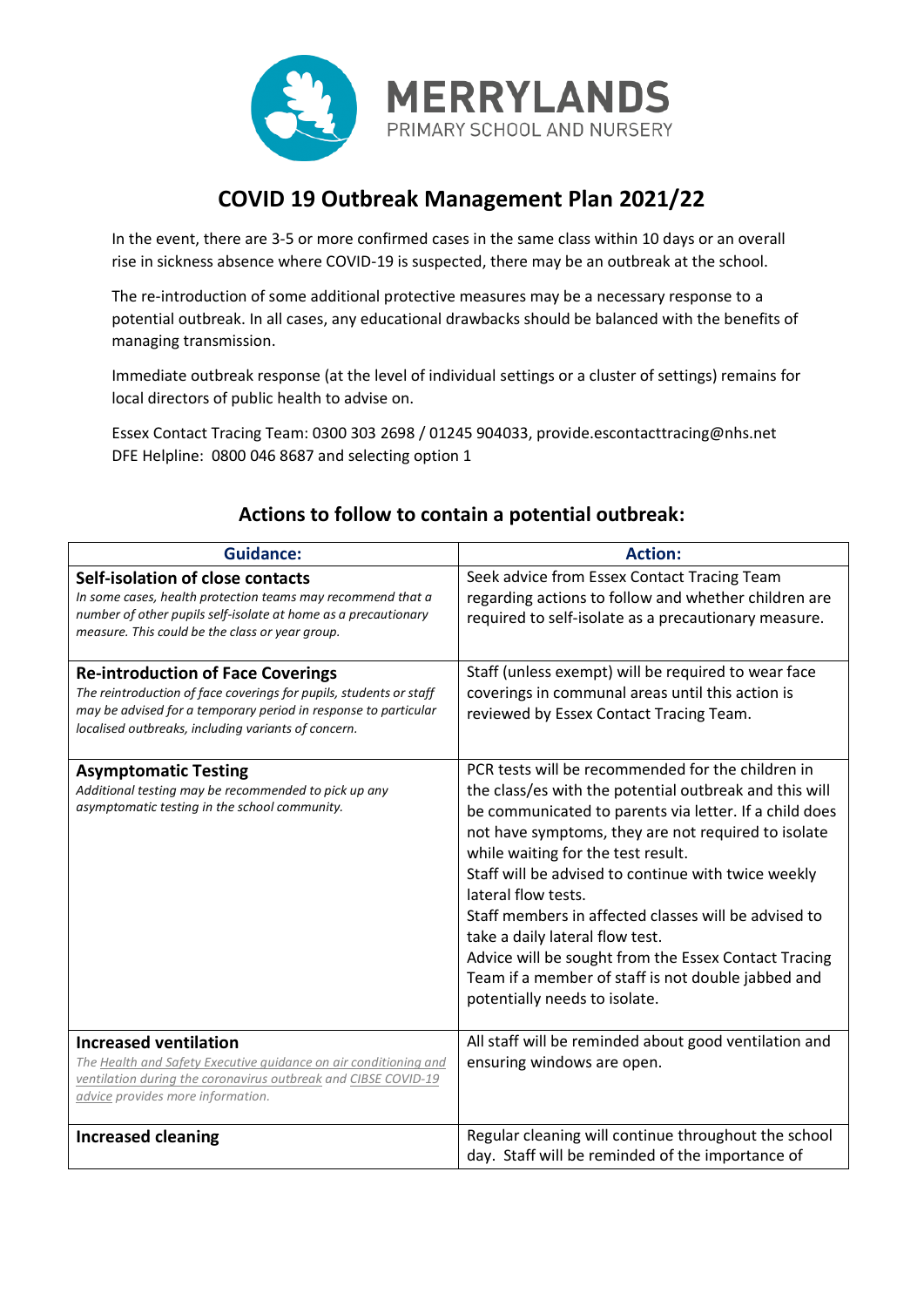MERRYLANDS
PRIMARY SCHOOL AND NURSERY

# COVID 19 Outbreak Management Plan 2021/22

In the event, there are 3-5 or more confirmed cases in the same class within 10 days or an overall rise in sickness absence where COVID-19 is suspected, there may be an outbreak at the school.

The re-introduction of some additional protective measures may be a necessary response to a potential outbreak. In all cases, any educational drawbacks should be balanced with the benefits of managing transmission.

Immediate outbreak response (at the level of individual settings or a cluster of settings) remains for local directors of public health to advise on.

Essex Contact Tracing Team: 0300 303 2698 / 01245 904033, provide.escontacttracing@nhs.net
DFE Helpline: 0800 046 8687 and selecting option 1

## Actions to follow to contain a potential outbreak:

| Guidance: | Action: |
|---|---|
| **Self-isolation of close contacts**<br>*In some cases, health protection teams may recommend that a number of other pupils self-isolate at home as a precautionary measure. This could be the class or year group.* | Seek advice from Essex Contact Tracing Team regarding actions to follow and whether children are required to self-isolate as a precautionary measure. |
| **Re-introduction of Face Coverings**<br>*The reintroduction of face coverings for pupils, students or staff may be advised for a temporary period in response to particular localised outbreaks, including variants of concern.* | Staff (unless exempt) will be required to wear face coverings in communal areas until this action is reviewed by Essex Contact Tracing Team. |
| **Asymptomatic Testing**<br>*Additional testing may be recommended to pick up any asymptomatic testing in the school community.* | PCR tests will be recommended for the children in the class/es with the potential outbreak and this will be communicated to parents via letter. If a child does not have symptoms, they are not required to isolate while waiting for the test result.<br>Staff will be advised to continue with twice weekly lateral flow tests.<br>Staff members in affected classes will be advised to take a daily lateral flow test.<br>Advice will be sought from the Essex Contact Tracing Team if a member of staff is not double jabbed and potentially needs to isolate. |
| **Increased ventilation**<br>*The Health and Safety Executive guidance on air conditioning and ventilation during the coronavirus outbreak and CIBSE COVID-19 advice provides more information.* | All staff will be reminded about good ventilation and ensuring windows are open. |
| **Increased cleaning** | Regular cleaning will continue throughout the school day. Staff will be reminded of the importance of |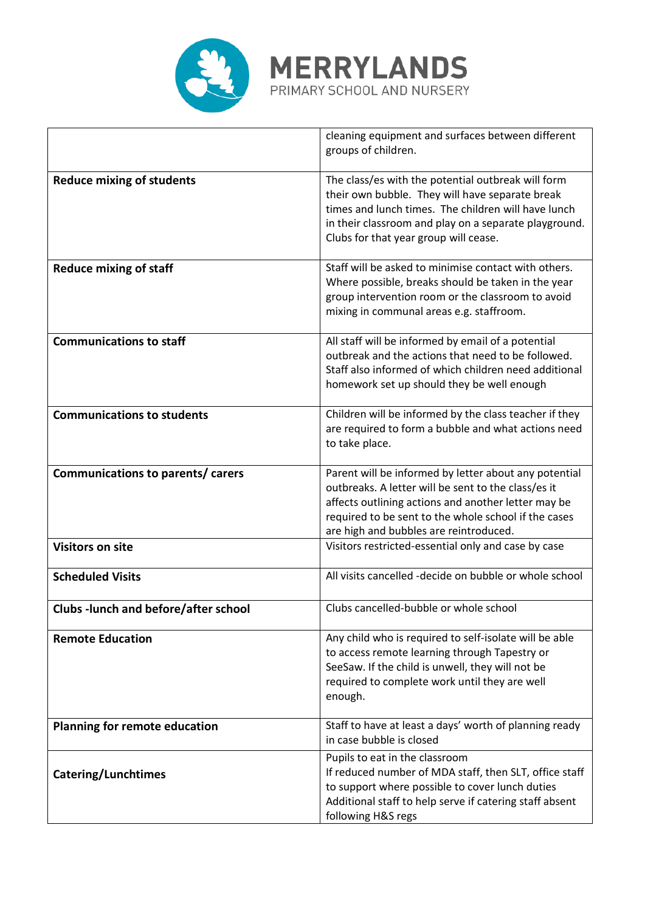# MERRYLANDS

PRIMARY SCHOOL AND NURSERY

| | |
|---|---|
| | cleaning equipment and surfaces between different groups of children. |
| **Reduce mixing of students** | The class/es with the potential outbreak will form their own bubble. They will have separate break times and lunch times. The children will have lunch in their classroom and play on a separate playground. Clubs for that year group will cease. |
| **Reduce mixing of staff** | Staff will be asked to minimise contact with others. Where possible, breaks should be taken in the year group intervention room or the classroom to avoid mixing in communal areas e.g. staffroom. |
| **Communications to staff** | All staff will be informed by email of a potential outbreak and the actions that need to be followed. Staff also informed of which children need additional homework set up should they be well enough |
| **Communications to students** | Children will be informed by the class teacher if they are required to form a bubble and what actions need to take place. |
| **Communications to parents/ carers** | Parent will be informed by letter about any potential outbreaks. A letter will be sent to the class/es it affects outlining actions and another letter may be required to be sent to the whole school if the cases are high and bubbles are reintroduced. |
| **Visitors on site** | Visitors restricted-essential only and case by case |
| **Scheduled Visits** | All visits cancelled -decide on bubble or whole school |
| **Clubs -lunch and before/after school** | Clubs cancelled-bubble or whole school |
| **Remote Education** | Any child who is required to self-isolate will be able to access remote learning through Tapestry or SeeSaw. If the child is unwell, they will not be required to complete work until they are well enough. |
| **Planning for remote education** | Staff to have at least a days' worth of planning ready in case bubble is closed |
| **Catering/Lunchtimes** | Pupils to eat in the classroom<br>If reduced number of MDA staff, then SLT, office staff to support where possible to cover lunch duties<br>Additional staff to help serve if catering staff absent following H&S regs |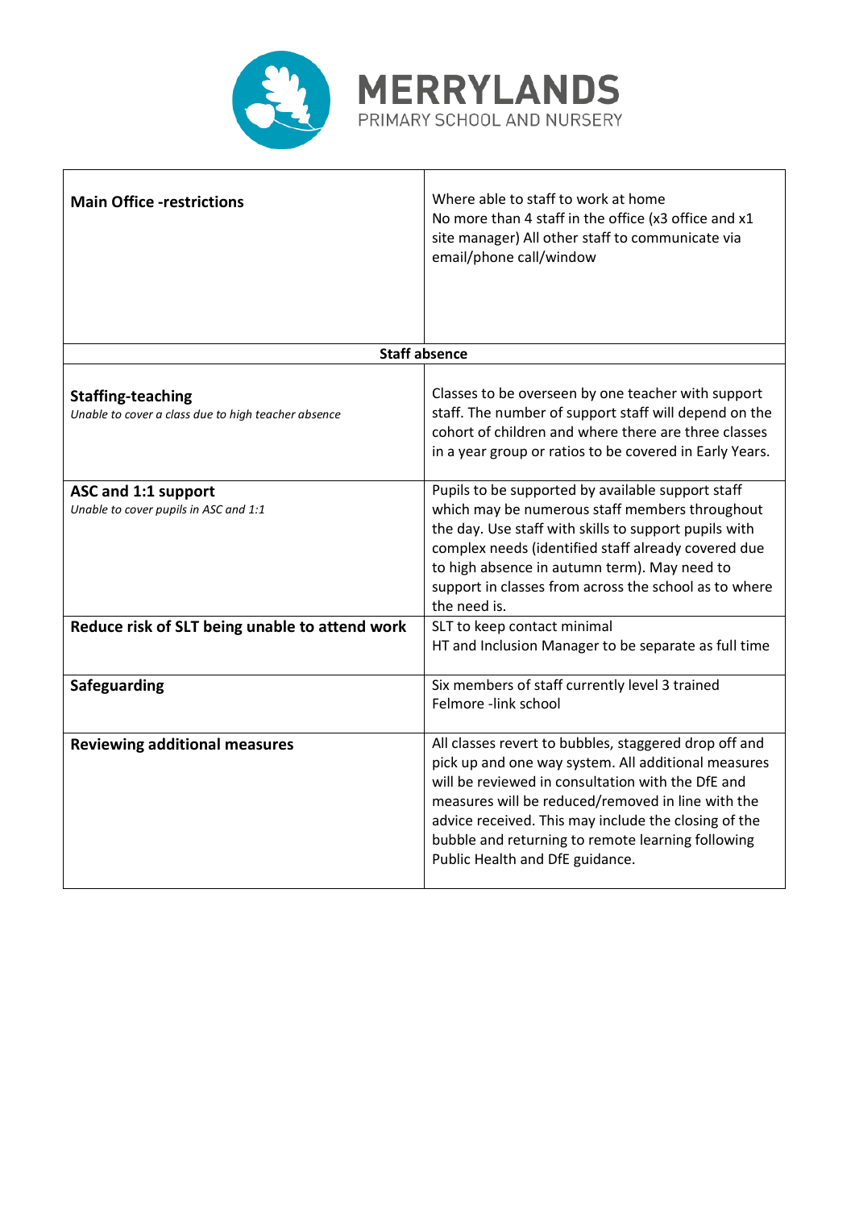| | |
|---|---|
| **Main Office -restrictions** | Where able to staff to work at home<br>No more than 4 staff in the office (x3 office and x1 site manager) All other staff to communicate via email/phone call/window |
| **Staff absence** | |
| **Staffing-teaching**<br>*Unable to cover a class due to high teacher absence* | Classes to be overseen by one teacher with support staff. The number of support staff will depend on the cohort of children and where there are three classes in a year group or ratios to be covered in Early Years. |
| **ASC and 1:1 support**<br>*Unable to cover pupils in ASC and 1:1* | Pupils to be supported by available support staff which may be numerous staff members throughout the day. Use staff with skills to support pupils with complex needs (identified staff already covered due to high absence in autumn term). May need to support in classes from across the school as to where the need is. |
| **Reduce risk of SLT being unable to attend work** | SLT to keep contact minimal<br>HT and Inclusion Manager to be separate as full time |
| **Safeguarding** | Six members of staff currently level 3 trained<br>Felmore -link school |
| **Reviewing additional measures** | All classes revert to bubbles, staggered drop off and pick up and one way system. All additional measures will be reviewed in consultation with the DfE and measures will be reduced/removed in line with the advice received. This may include the closing of the bubble and returning to remote learning following Public Health and DfE guidance. |